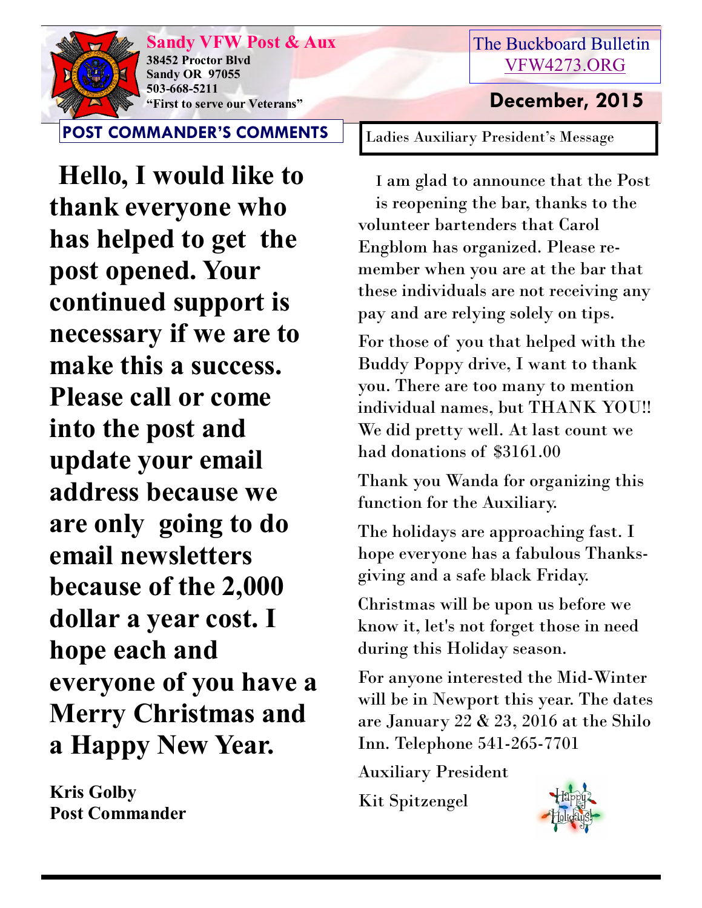**Sandy VFW Post & Aux**
**38452 Proctor Blvd**
**Sandy OR 97055**
**503-668-5211**
**"First to serve our Veterans"**

The Buckboard Bulletin
VFW4273.ORG

**December, 2015**

## POST COMMANDER'S COMMENTS

**Hello, I would like to thank everyone who has helped to get the post opened. Your continued support is necessary if we are to make this a success. Please call or come into the post and update your email address because we are only going to do email newsletters because of the 2,000 dollar a year cost. I hope each and everyone of you have a Merry Christmas and a Happy New Year.**

**Kris Golby**
**Post Commander**

## Ladies Auxiliary President's Message

I am glad to announce that the Post is reopening the bar, thanks to the volunteer bartenders that Carol Engblom has organized. Please remember when you are at the bar that these individuals are not receiving any pay and are relying solely on tips.

For those of you that helped with the Buddy Poppy drive, I want to thank you. There are too many to mention individual names, but THANK YOU!! We did pretty well. At last count we had donations of $3161.00

Thank you Wanda for organizing this function for the Auxiliary.

The holidays are approaching fast. I hope everyone has a fabulous Thanksgiving and a safe black Friday.

Christmas will be upon us before we know it, let's not forget those in need during this Holiday season.

For anyone interested the Mid-Winter will be in Newport this year. The dates are January 22 & 23, 2016 at the Shilo Inn. Telephone 541-265-7701

Auxiliary President

Kit Spitzengel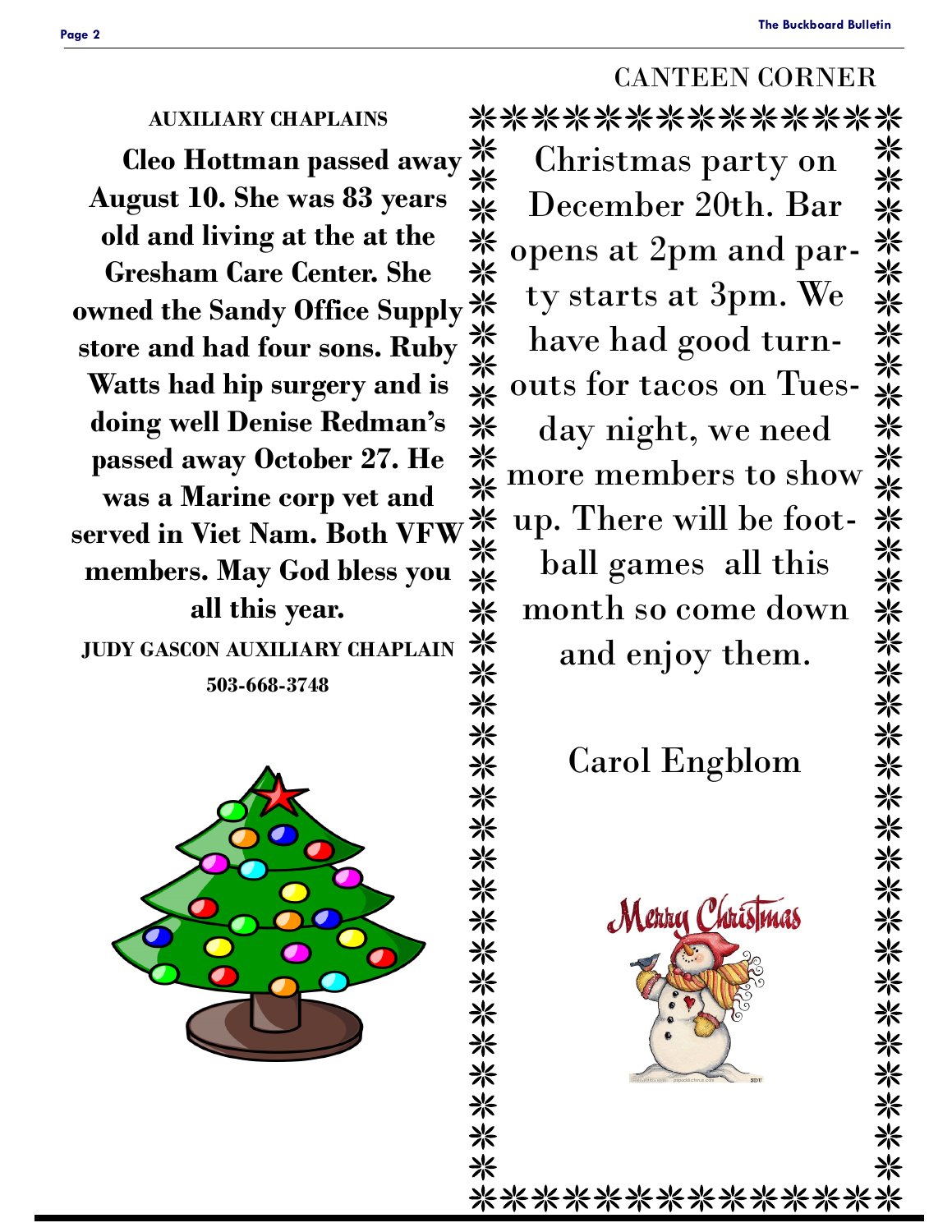## AUXILIARY CHAPLAINS

**Cleo Hottman passed away August 10. She was 83 years old and living at the at the Gresham Care Center. She owned the Sandy Office Supply store and had four sons. Ruby Watts had hip surgery and is doing well Denise Redman's passed away October 27. He was a Marine corp vet and served in Viet Nam. Both VFW members. May God bless you all this year.**

**JUDY GASCON AUXILIARY CHAPLAIN**

**503-668-3748**

## CANTEEN CORNER

Christmas party on December 20th. Bar opens at 2pm and party starts at 3pm. We have had good turnouts for tacos on Tuesday night, we need more members to show up. There will be football games all this month so come down and enjoy them.

Carol Engblom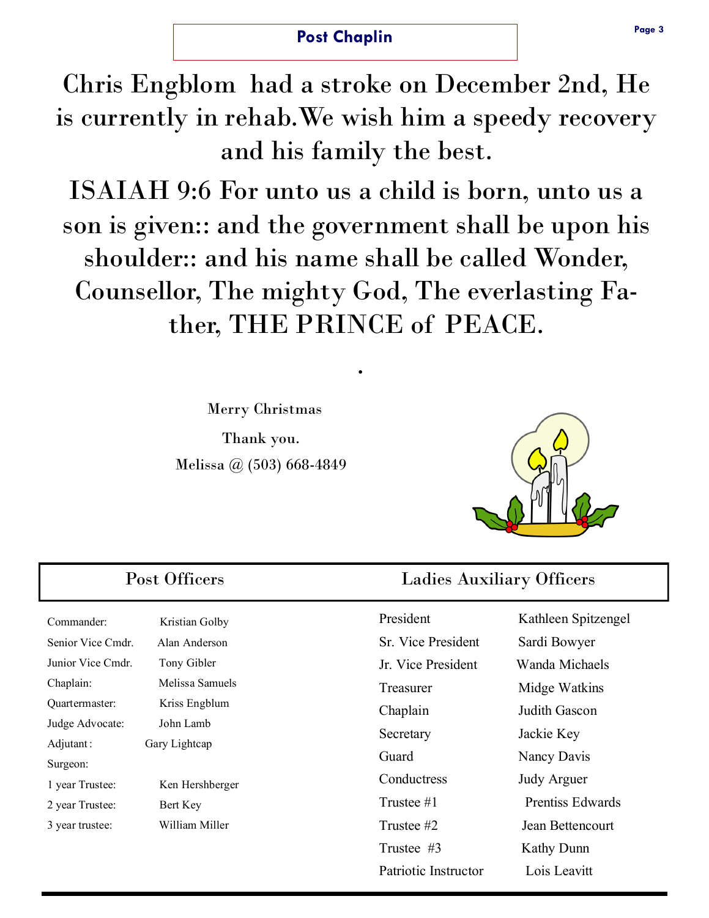## Post Chaplin

Chris Engblom had a stroke on December 2nd, He is currently in rehab.We wish him a speedy recovery and his family the best.

ISAIAH 9:6 For unto us a child is born, unto us a son is given:: and the government shall be upon his shoulder:: and his name shall be called Wonder, Counsellor, The mighty God, The everlasting Father, THE PRINCE of PEACE.

.

Merry Christmas

Thank you.

Melissa @ (503) 668-4849

## Post Officers

| | |
|---|---|
| Commander: | Kristian Golby |
| Senior Vice Cmdr. | Alan Anderson |
| Junior Vice Cmdr. | Tony Gibler |
| Chaplain: | Melissa Samuels |
| Quartermaster: | Kriss Engblum |
| Judge Advocate: | John Lamb |
| Adjutant: | Gary Lightcap |
| Surgeon: | |
| 1 year Trustee: | Ken Hershberger |
| 2 year Trustee: | Bert Key |
| 3 year trustee: | William Miller |

## Ladies Auxiliary Officers

| | |
|---|---|
| President | Kathleen Spitzengel |
| Sr. Vice President | Sardi Bowyer |
| Jr. Vice President | Wanda Michaels |
| Treasurer | Midge Watkins |
| Chaplain | Judith Gascon |
| Secretary | Jackie Key |
| Guard | Nancy Davis |
| Conductress | Judy Arguer |
| Trustee #1 | Prentiss Edwards |
| Trustee #2 | Jean Bettencourt |
| Trustee #3 | Kathy Dunn |
| Patriotic Instructor | Lois Leavitt |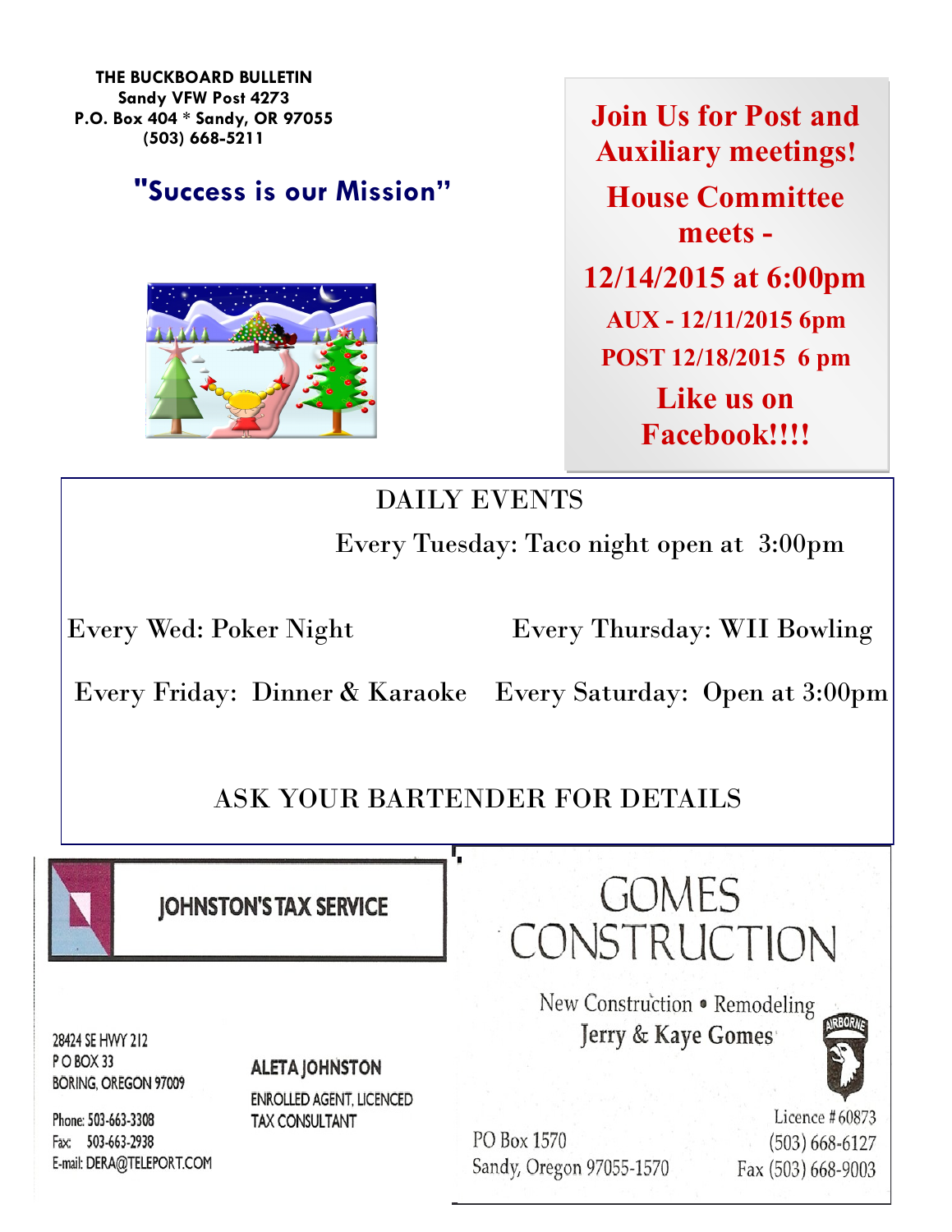**THE BUCKBOARD BULLETIN**
**Sandy VFW Post 4273**
**P.O. Box 404 * Sandy, OR 97055**
**(503) 668-5211**

## "Success is our Mission"

**Join Us for Post and Auxiliary meetings!**

**House Committee meets -**

**12/14/2015 at 6:00pm**

**AUX - 12/11/2015 6pm**

**POST 12/18/2015 6 pm**

**Like us on Facebook!!!!**

## DAILY EVENTS

Every Tuesday: Taco night open at 3:00pm

Every Wed: Poker Night

Every Thursday: WII Bowling

Every Friday: Dinner & Karaoke

Every Saturday: Open at 3:00pm

ASK YOUR BARTENDER FOR DETAILS

**JOHNSTON'S TAX SERVICE**

28424 SE HWY 212
P O BOX 33
BORING, OREGON 97009

Phone: 503-663-3308
Fax: 503-663-2938
E-mail: DERA@TELEPORT.COM

**ALETA JOHNSTON**
ENROLLED AGENT, LICENCED TAX CONSULTANT

**GOMES CONSTRUCTION**

New Construction • Remodeling
Jerry & Kaye Gomes

AIRBORNE

PO Box 1570
Sandy, Oregon 97055-1570

Licence # 60873
(503) 668-6127
Fax (503) 668-9003